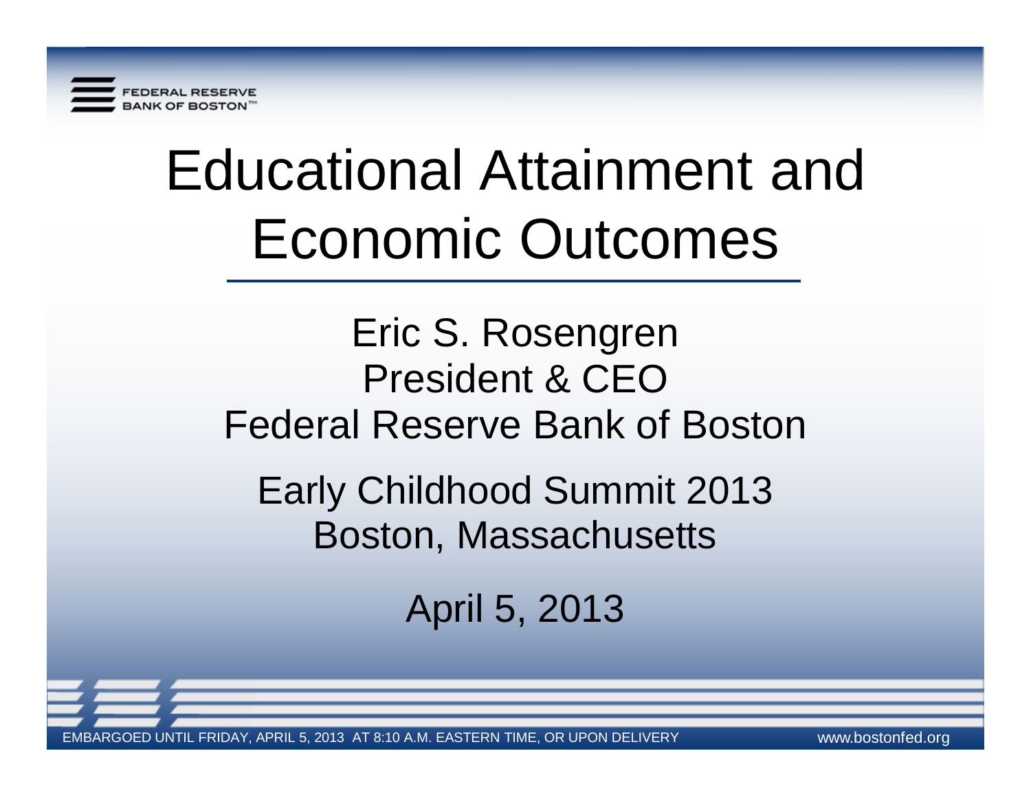FEDERAL RESERVE BANK OF BOSTON™

# Educational Attainment and Economic Outcomes

Eric S. Rosengren
President & CEO
Federal Reserve Bank of Boston

Early Childhood Summit 2013
Boston, Massachusetts

April 5, 2013

EMBARGOED UNTIL FRIDAY, APRIL 5, 2013 AT 8:10 A.M. EASTERN TIME, OR UPON DELIVERY

www.bostonfed.org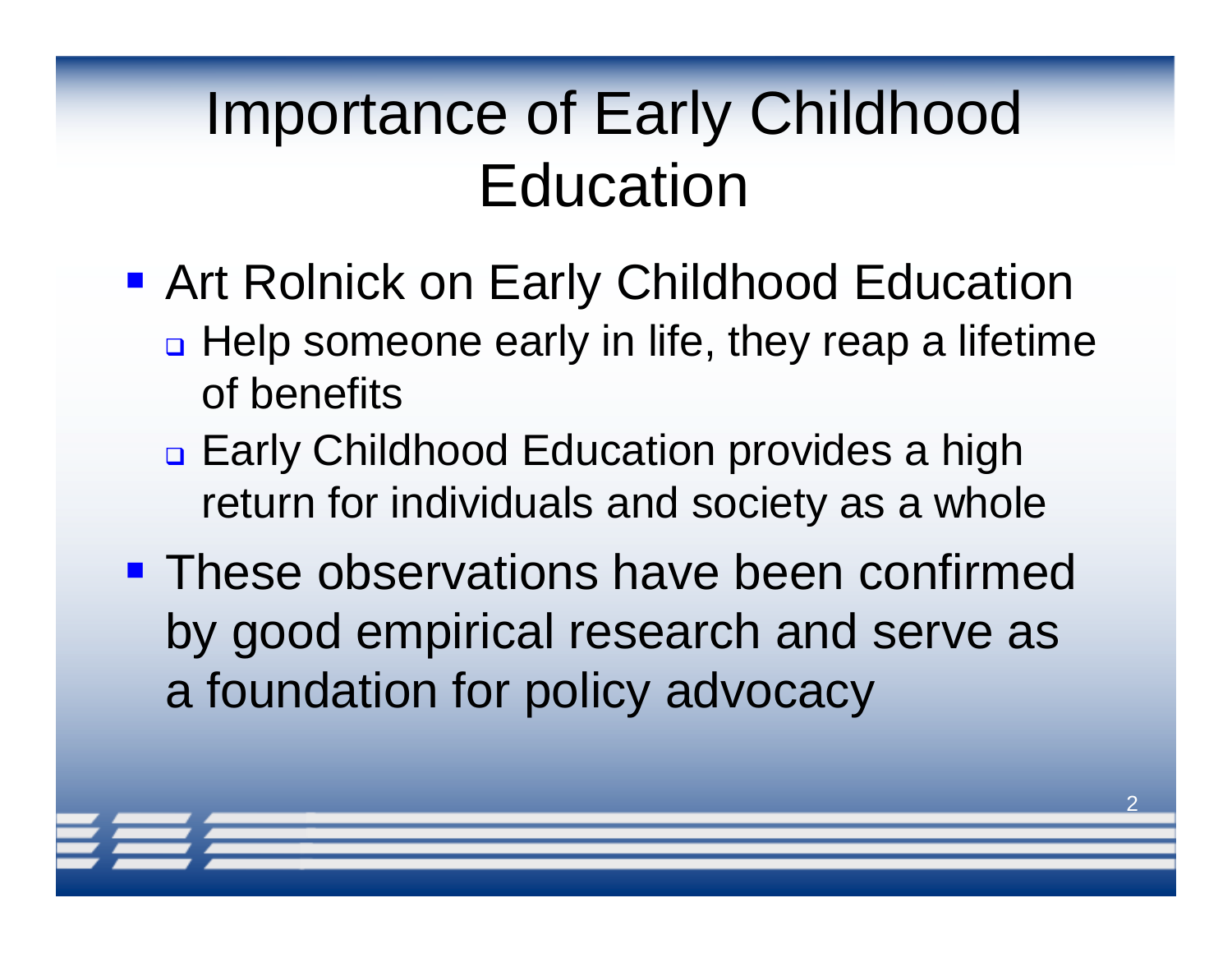# Importance of Early Childhood Education

- Art Rolnick on Early Childhood Education
  - Help someone early in life, they reap a lifetime of benefits
  - Early Childhood Education provides a high return for individuals and society as a whole
- These observations have been confirmed by good empirical research and serve as a foundation for policy advocacy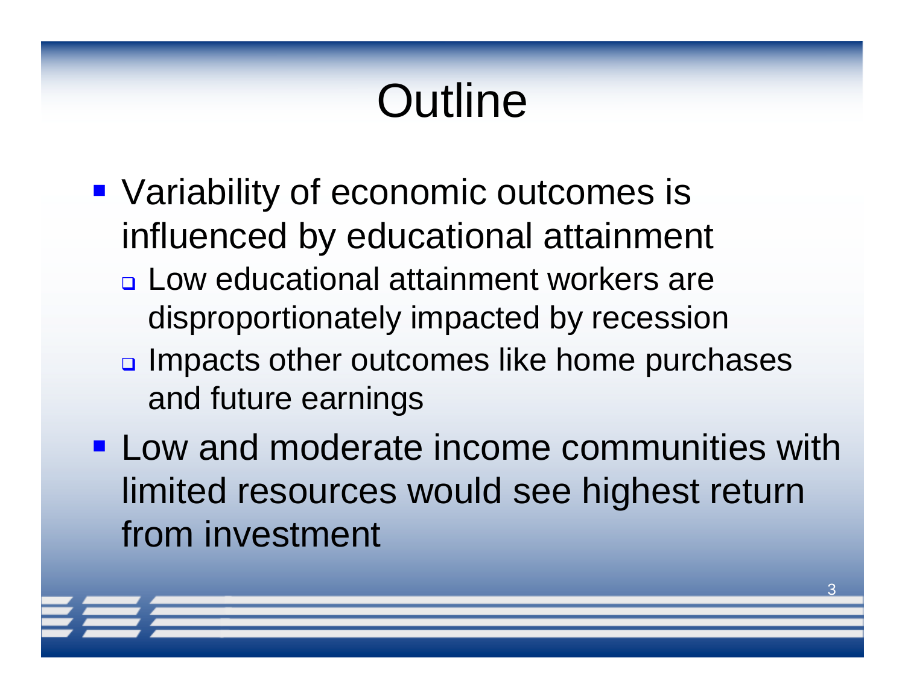# Outline

- Variability of economic outcomes is influenced by educational attainment
  - Low educational attainment workers are disproportionately impacted by recession
  - Impacts other outcomes like home purchases and future earnings
- Low and moderate income communities with limited resources would see highest return from investment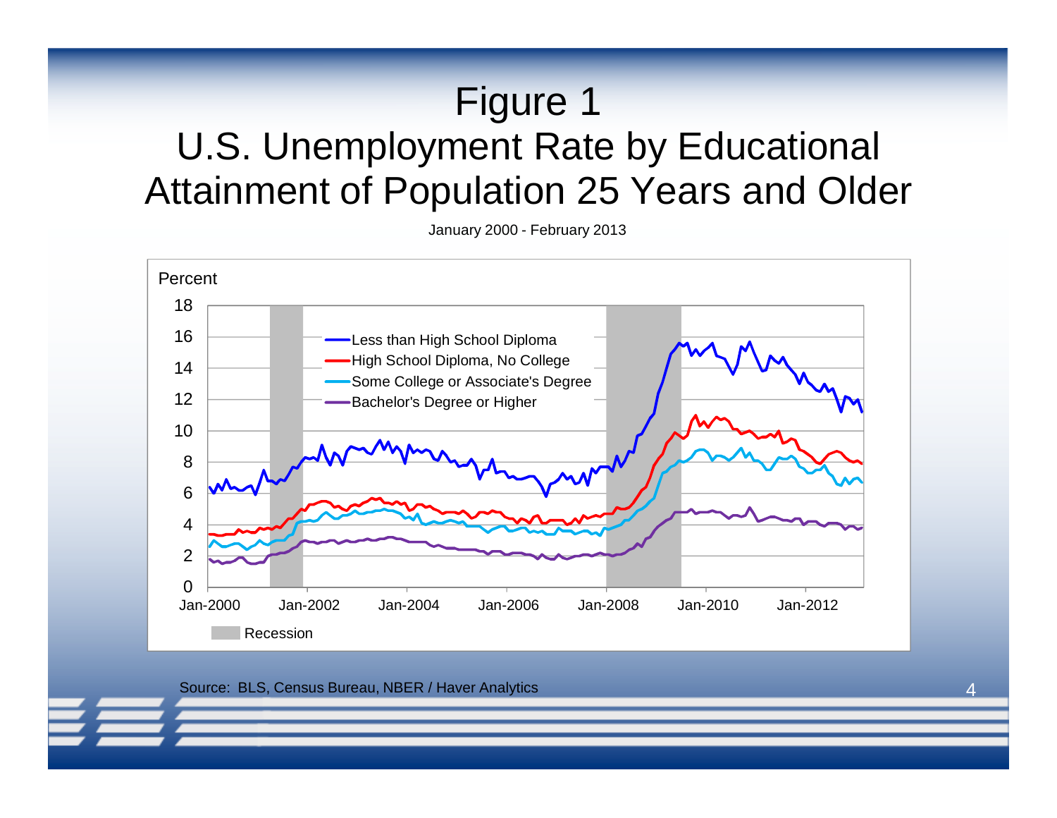# Figure 1

## U.S. Unemployment Rate by Educational Attainment of Population 25 Years and Older

January 2000 - February 2013

Percent

18
16
14
12
10
8
6
4
2
0

Jan-2000 Jan-2002 Jan-2004 Jan-2006 Jan-2008 Jan-2010 Jan-2012

- Less than High School Diploma
- High School Diploma, No College
- Some College or Associate's Degree
- Bachelor's Degree or Higher

Recession

Source: BLS, Census Bureau, NBER / Haver Analytics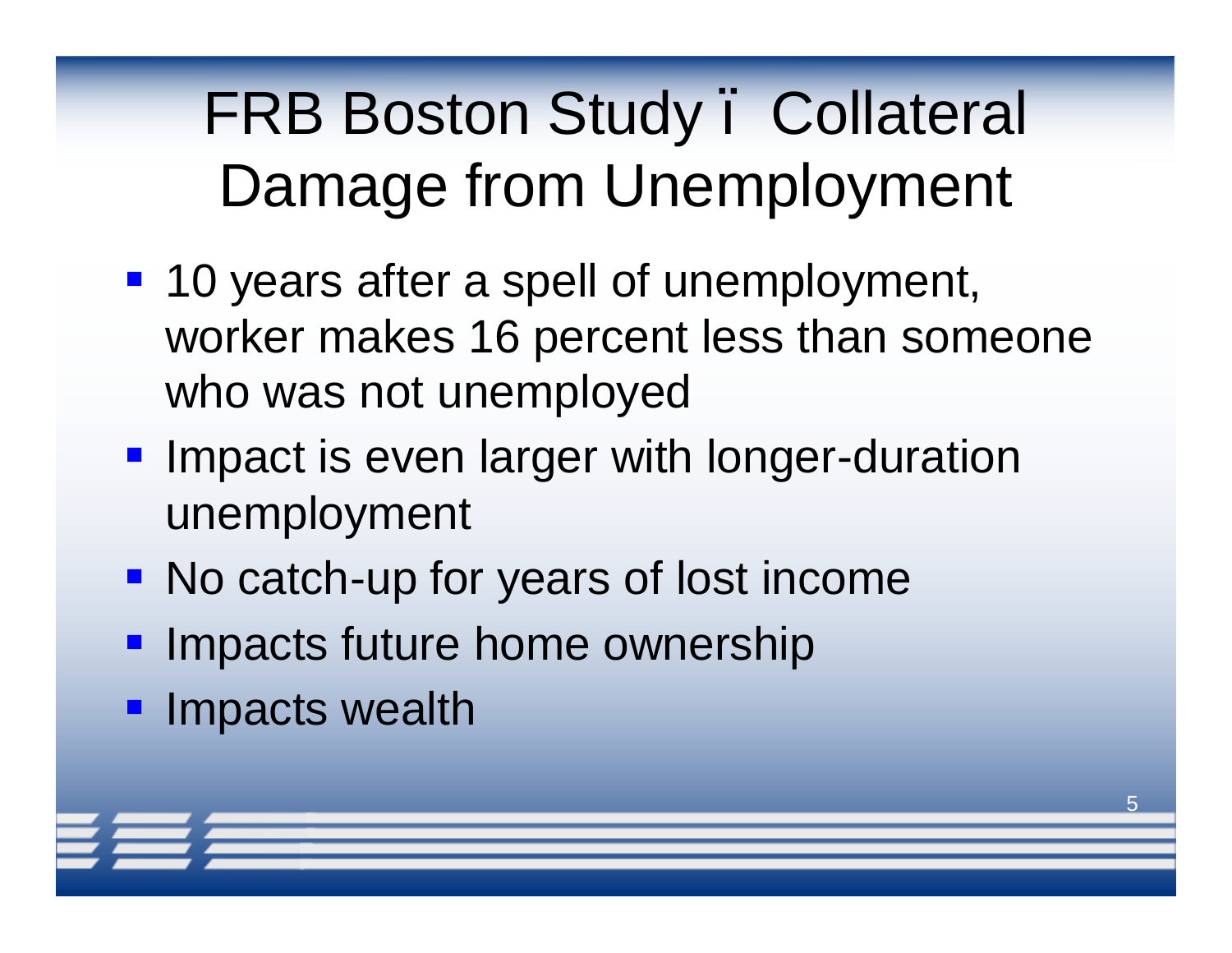# FRB Boston Study ï Collateral Damage from Unemployment

- 10 years after a spell of unemployment, worker makes 16 percent less than someone who was not unemployed
- Impact is even larger with longer-duration unemployment
- No catch-up for years of lost income
- Impacts future home ownership
- Impacts wealth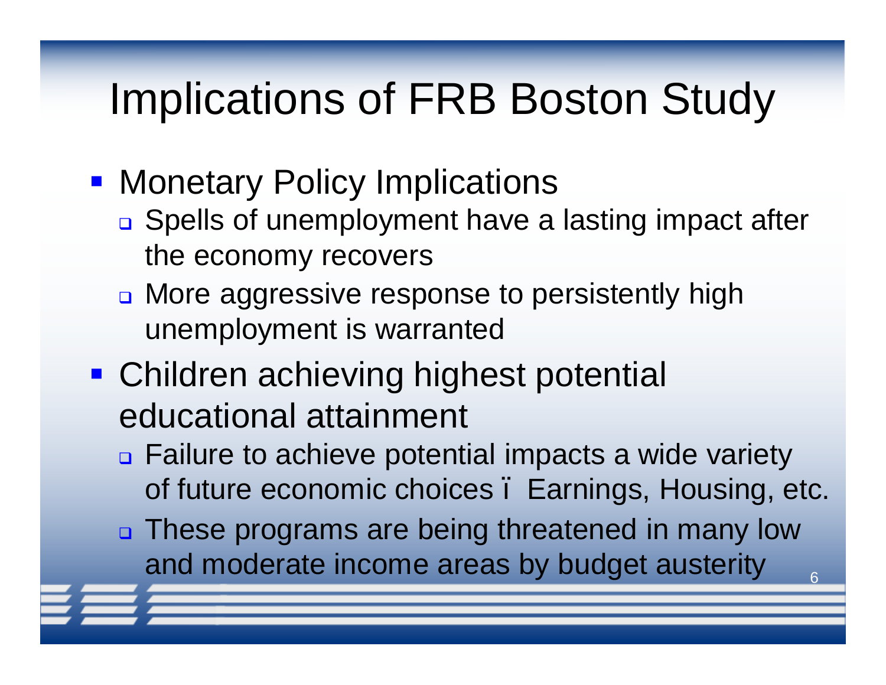# Implications of FRB Boston Study

- Monetary Policy Implications
  - Spells of unemployment have a lasting impact after the economy recovers
  - More aggressive response to persistently high unemployment is warranted
- Children achieving highest potential educational attainment
  - Failure to achieve potential impacts a wide variety of future economic choices ï Earnings, Housing, etc.
  - These programs are being threatened in many low and moderate income areas by budget austerity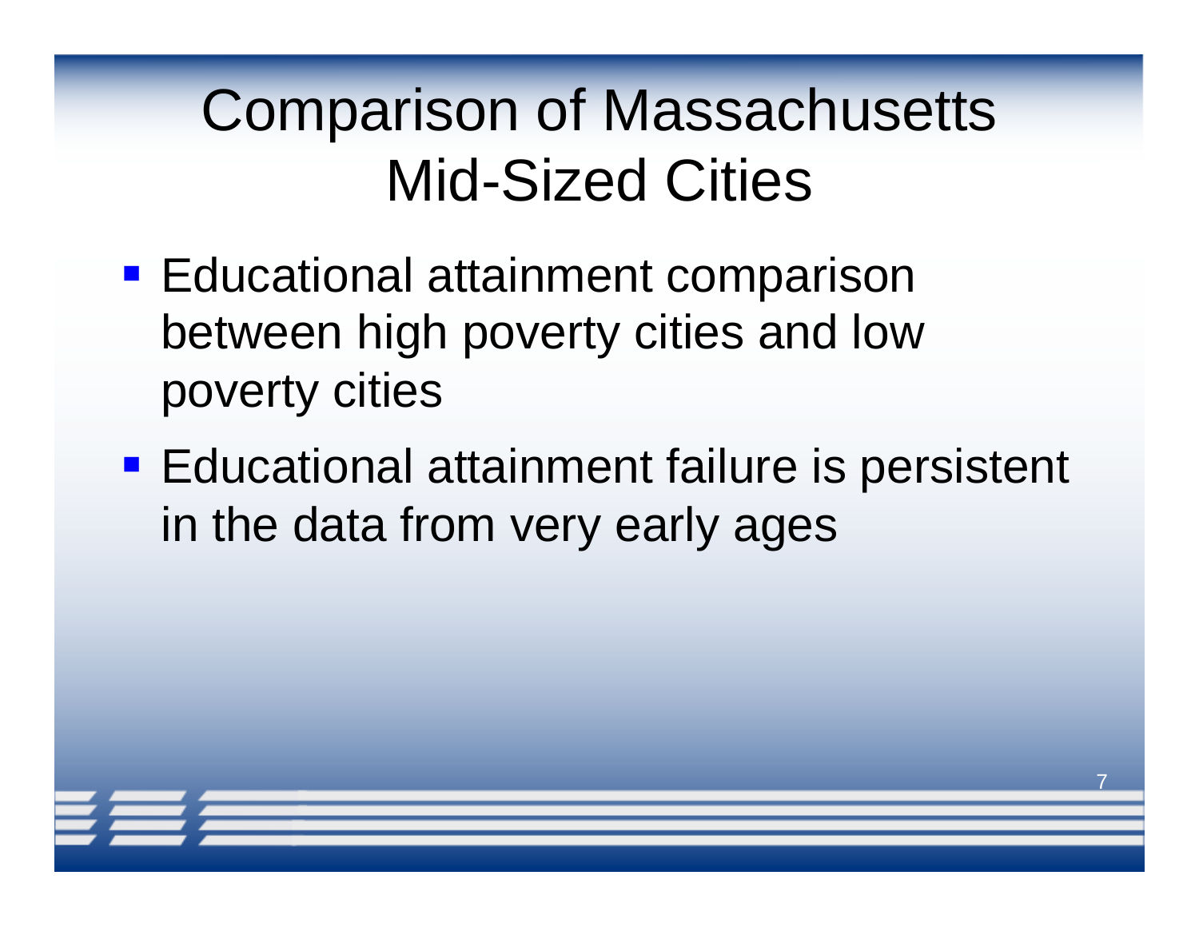# Comparison of Massachusetts Mid-Sized Cities

- Educational attainment comparison between high poverty cities and low poverty cities
- Educational attainment failure is persistent in the data from very early ages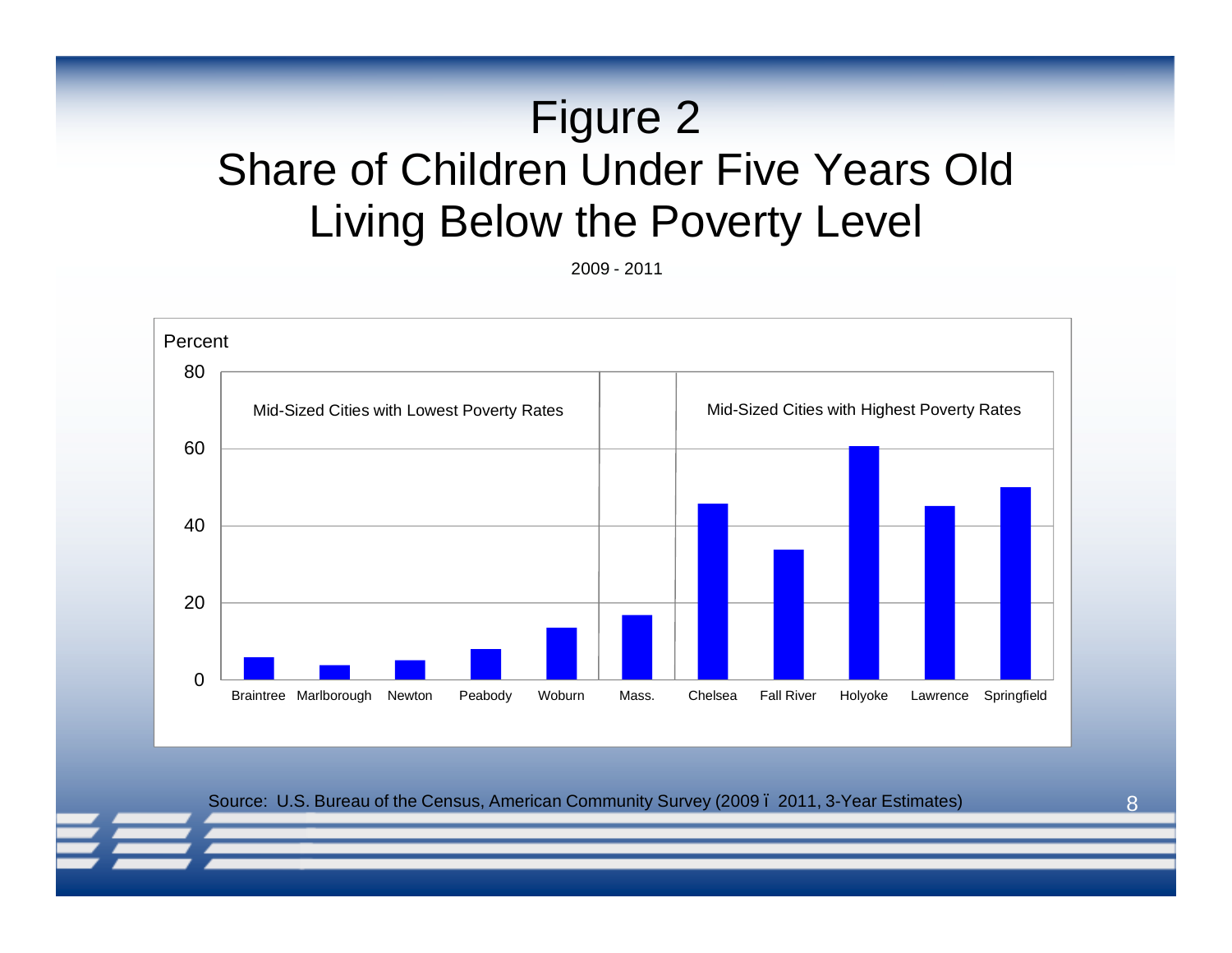# Figure 2

## Share of Children Under Five Years Old Living Below the Poverty Level

2009 - 2011

Percent

| | Braintree | Marlborough | Newton | Peabody | Woburn | Mass. | Chelsea | Fall River | Holyoke | Lawrence | Springfield |
|---|---|---|---|---|---|---|---|---|---|---|---|
| Group | Mid-Sized Cities with Lowest Poverty Rates | | | | | | Mid-Sized Cities with Highest Poverty Rates | | | | |
| Percent (approx.) | 6 | 4 | 5 | 8 | 13.5 | 17 | 46 | 34 | 61 | 45 | 50 |

Source: U.S. Bureau of the Census, American Community Survey (2009 – 2011, 3-Year Estimates)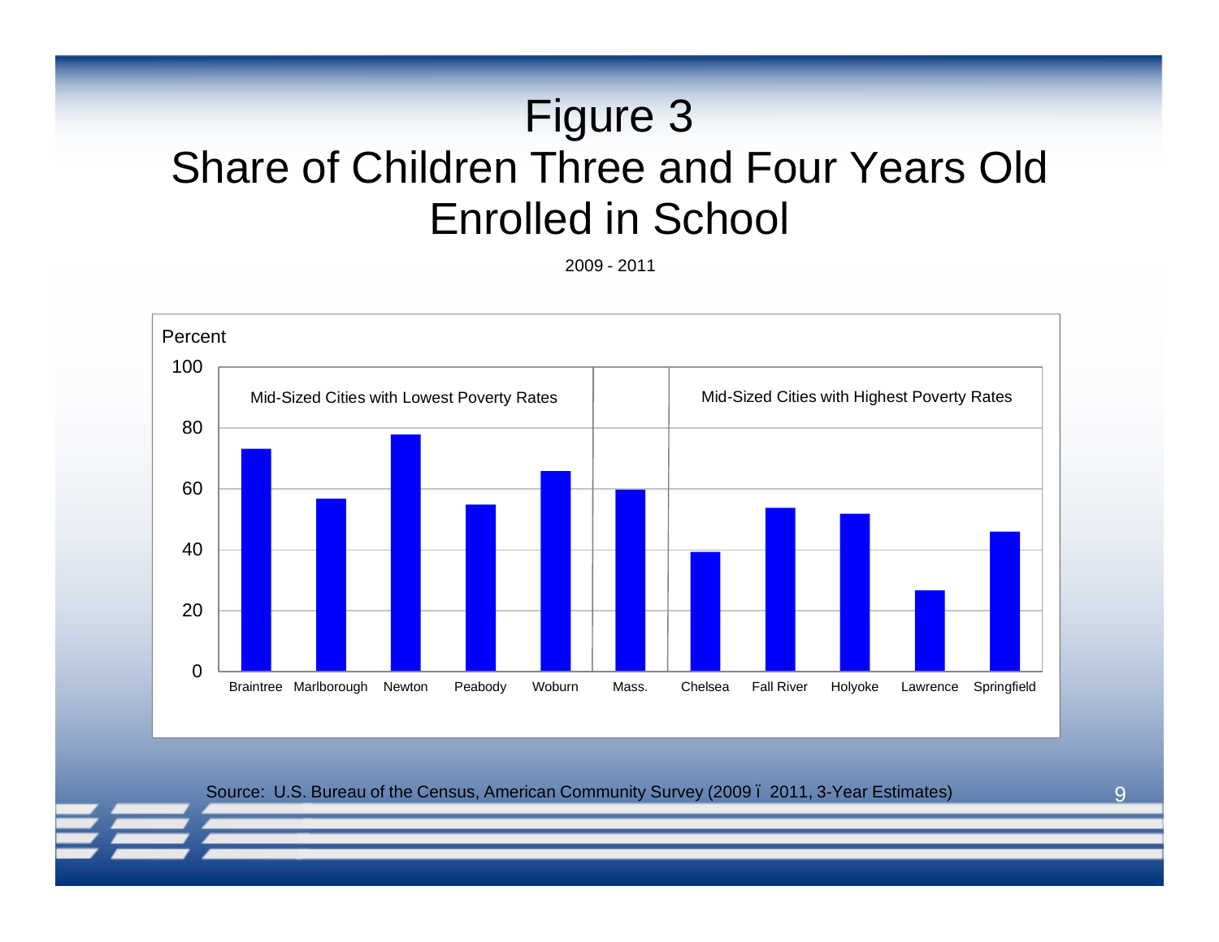# Figure 3
## Share of Children Three and Four Years Old Enrolled in School

2009 - 2011

Percent

| | Mid-Sized Cities with Lowest Poverty Rates | | | | | | Mid-Sized Cities with Highest Poverty Rates | | | | |
|---|---|---|---|---|---|---|---|---|---|---|---|
| | Braintree | Marlborough | Newton | Peabody | Woburn | Mass. | Chelsea | Fall River | Holyoke | Lawrence | Springfield |
| Percent (approx.) | 73 | 57 | 78 | 55 | 66 | 60 | 39 | 54 | 52 | 27 | 46 |

Source: U.S. Bureau of the Census, American Community Survey (2009 – 2011, 3-Year Estimates)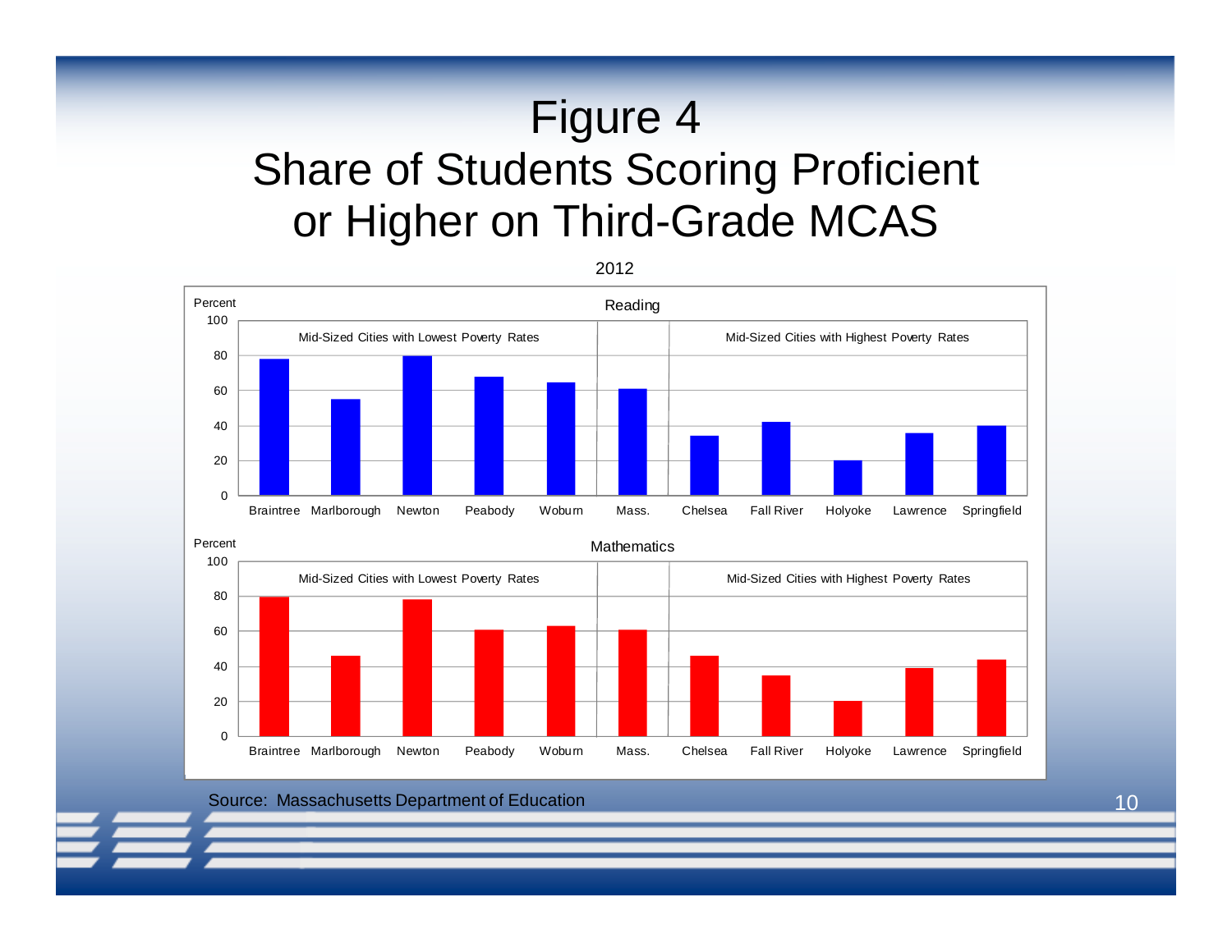# Figure 4
## Share of Students Scoring Proficient or Higher on Third-Grade MCAS

2012

Reading

Percent

Mid-Sized Cities with Lowest Poverty Rates | Mid-Sized Cities with Highest Poverty Rates

Braintree, Marlborough, Newton, Peabody, Woburn, Mass., Chelsea, Fall River, Holyoke, Lawrence, Springfield

Mathematics

Percent

Mid-Sized Cities with Lowest Poverty Rates | Mid-Sized Cities with Highest Poverty Rates

Braintree, Marlborough, Newton, Peabody, Woburn, Mass., Chelsea, Fall River, Holyoke, Lawrence, Springfield

Source: Massachusetts Department of Education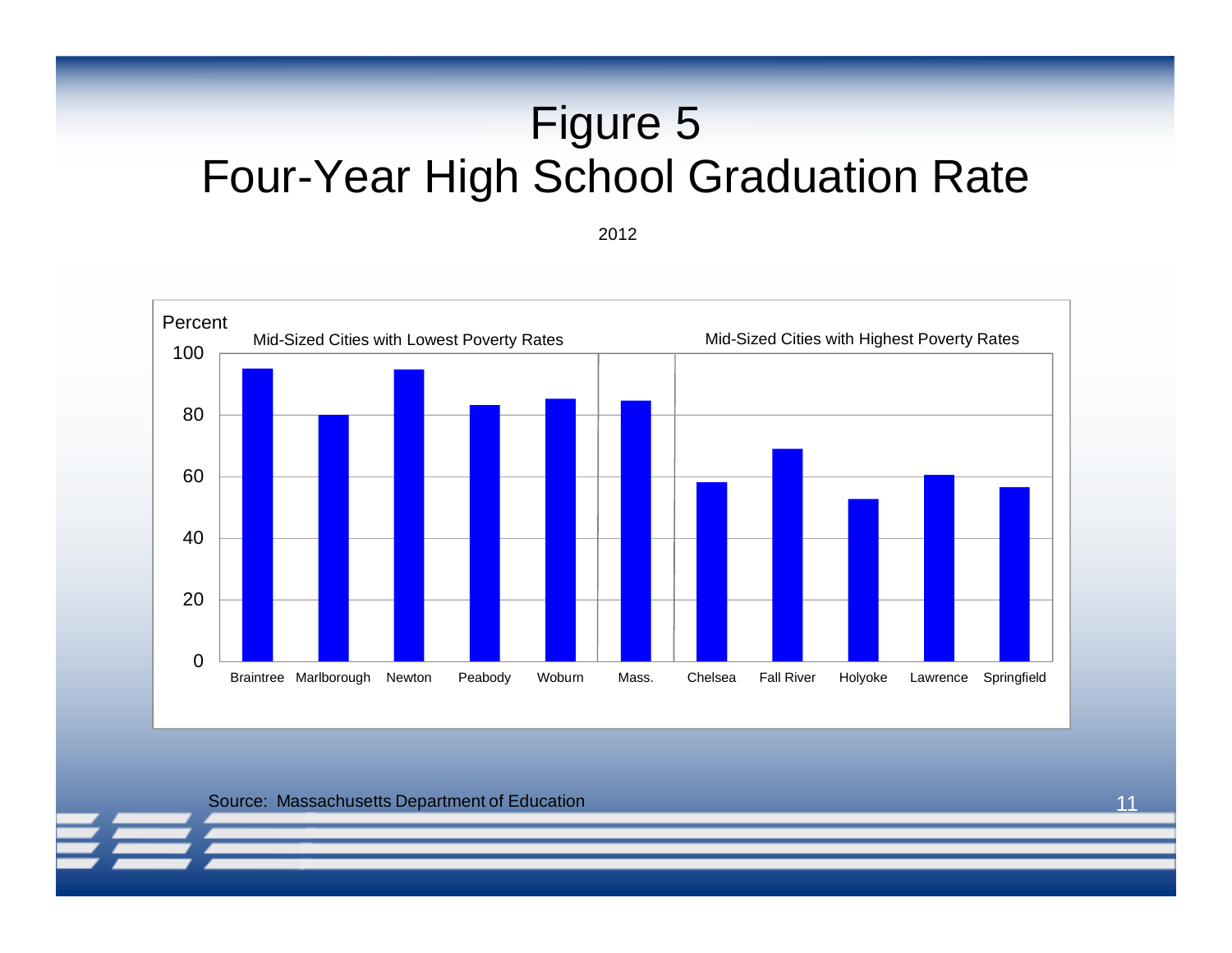# Figure 5
# Four-Year High School Graduation Rate

2012

Percent

Mid-Sized Cities with Lowest Poverty Rates

Mid-Sized Cities with Highest Poverty Rates

100

80

60

40

20

0

Braintree Marlborough Newton Peabody Woburn Mass. Chelsea Fall River Holyoke Lawrence Springfield

Source: Massachusetts Department of Education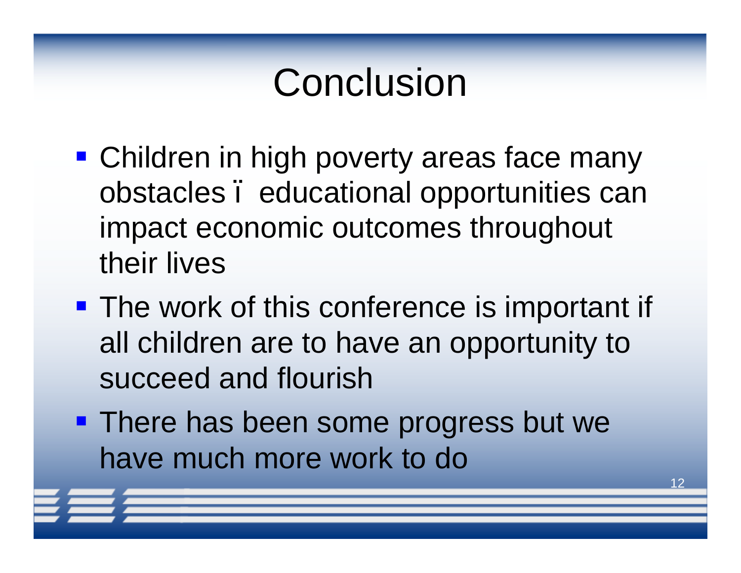# Conclusion

- Children in high poverty areas face many obstacles ï educational opportunities can impact economic outcomes throughout their lives
- The work of this conference is important if all children are to have an opportunity to succeed and flourish
- There has been some progress but we have much more work to do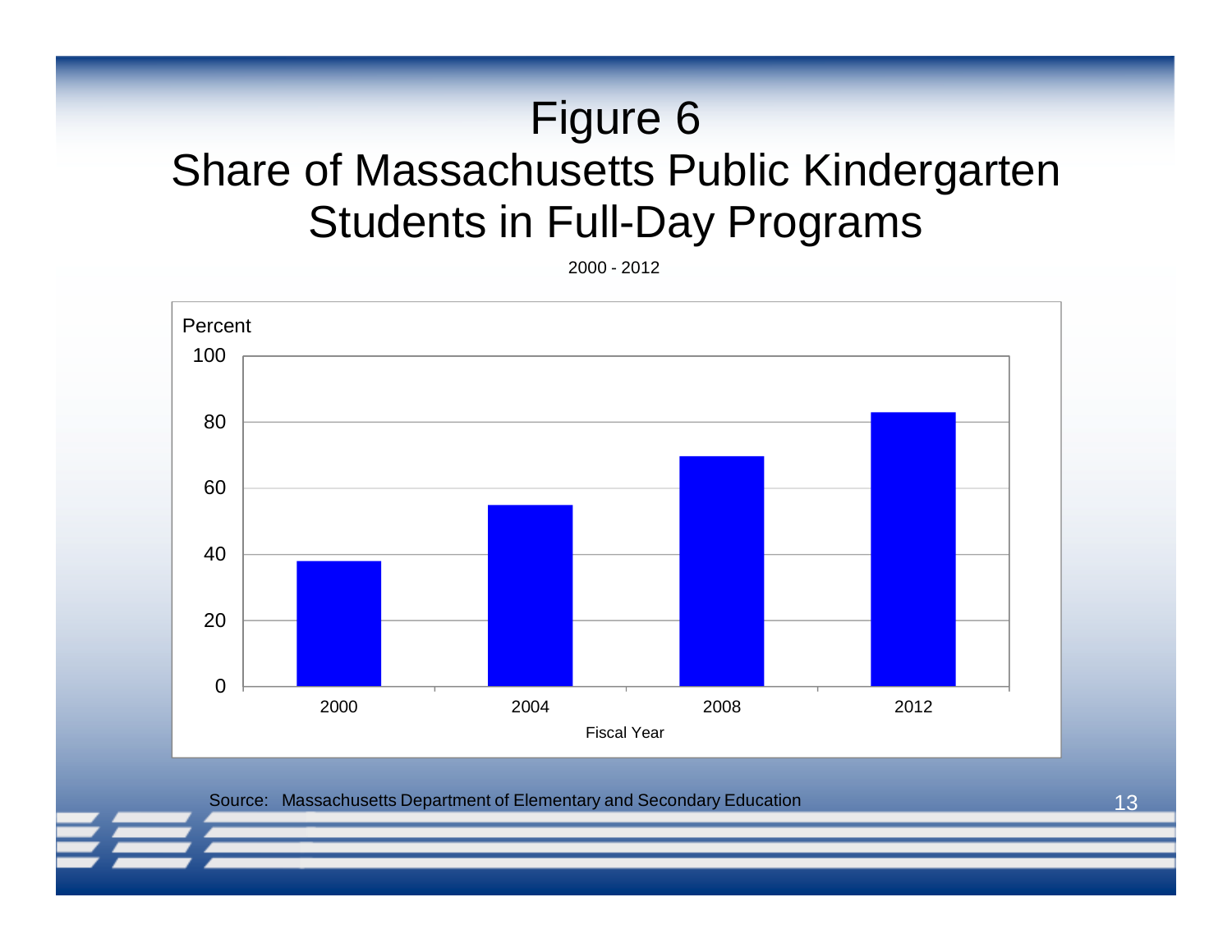# Figure 6
## Share of Massachusetts Public Kindergarten Students in Full-Day Programs

2000 - 2012

Percent

100

80

60

40

20

0

2000

2004

2008

2012

Fiscal Year

Source: Massachusetts Department of Elementary and Secondary Education